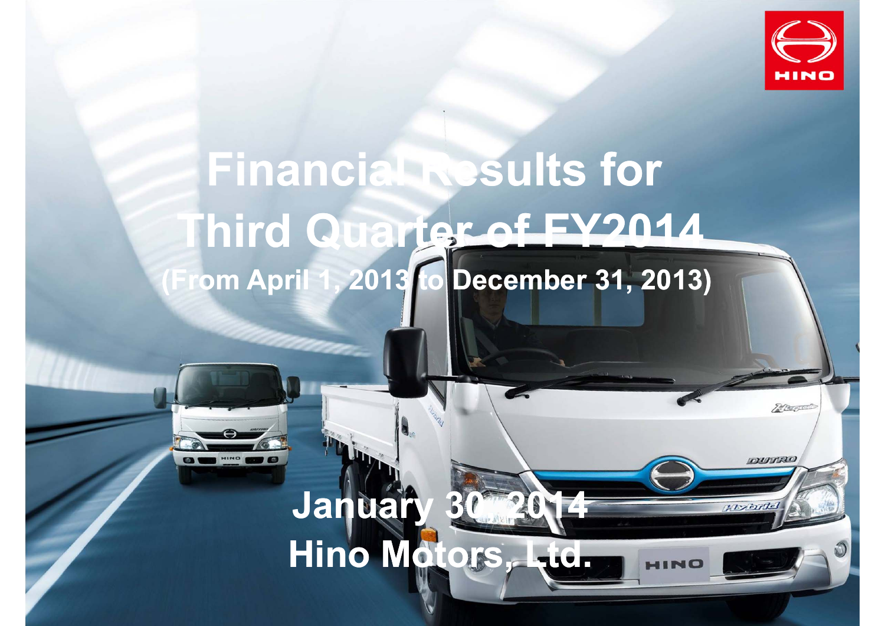# Financial Results for Third Quarter of FY2014

(From April 1, 2013 to December 31, 2013)

January 30, 2014

Hino Motors, Ltd.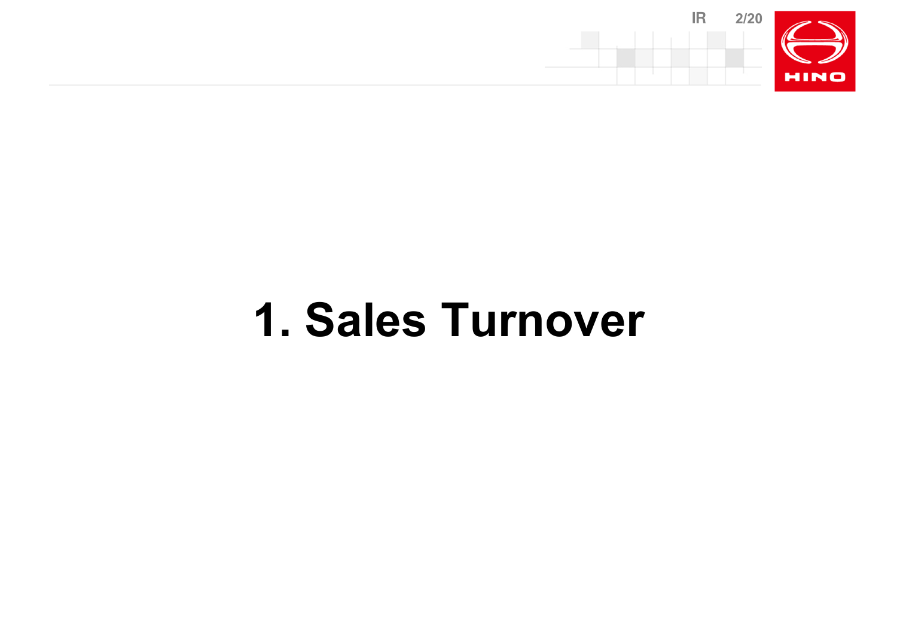# 1. Sales Turnover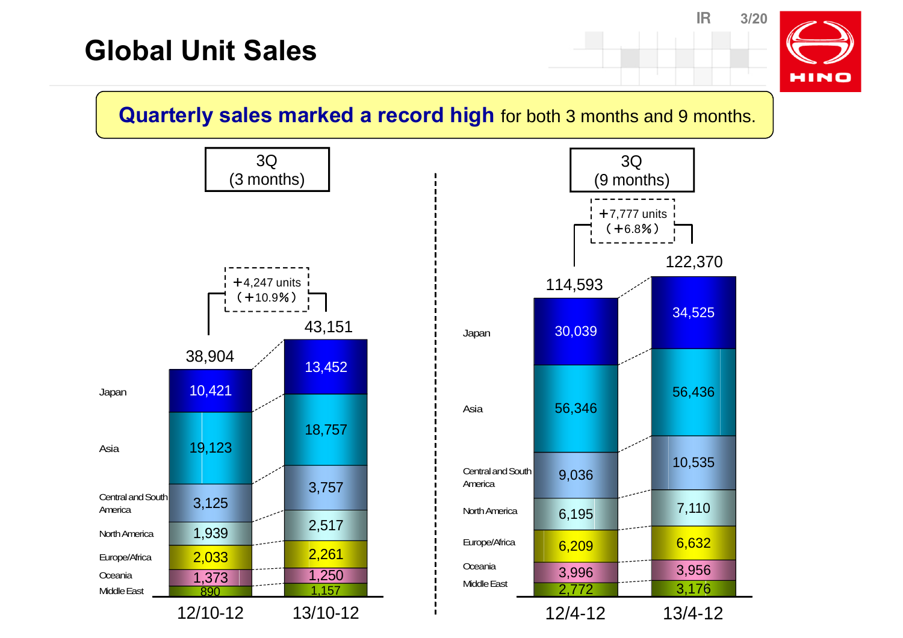# Global Unit Sales

**Quarterly sales marked a record high** for both 3 months and 9 months.

## 3Q (3 months)

+4,247 units (+10.9%)

| Region | 12/10-12 | 13/10-12 |
|---|---|---|
| Japan | 10,421 | 13,452 |
| Asia | 19,123 | 18,757 |
| Central and South America | 3,125 | 3,757 |
| North America | 1,939 | 2,517 |
| Europe/Africa | 2,033 | 2,261 |
| Oceania | 1,373 | 1,250 |
| Middle East | 890 | 1,157 |
| Total | 38,904 | 43,151 |

## 3Q (9 months)

+7,777 units (+6.8%)

| Region | 12/4-12 | 13/4-12 |
|---|---|---|
| Japan | 30,039 | 34,525 |
| Asia | 56,346 | 56,436 |
| Central and South America | 9,036 | 10,535 |
| North America | 6,195 | 7,110 |
| Europe/Africa | 6,209 | 6,632 |
| Oceania | 3,996 | 3,956 |
| Middle East | 2,772 | 3,176 |
| Total | 114,593 | 122,370 |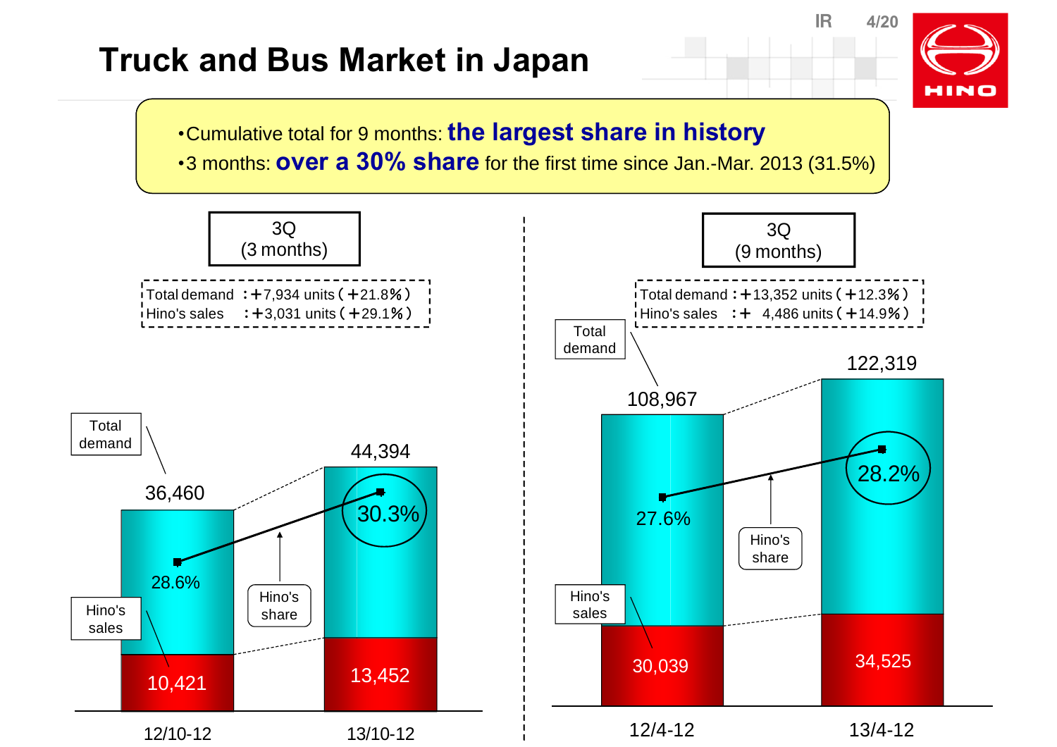# Truck and Bus Market in Japan

- Cumulative total for 9 months: **the largest share in history**
- 3 months: **over a 30% share** for the first time since Jan.-Mar. 2013 (31.5%)

## 3Q (3 months)

Total demand : +7,934 units ( +21.8% )
Hino's sales : +3,031 units ( +29.1% )

| | 12/10-12 | 13/10-12 |
|---|---|---|
| Total demand | 36,460 | 44,394 |
| Hino's sales | 10,421 | 13,452 |
| Hino's share | 28.6% | 30.3% |

## 3Q (9 months)

Total demand : +13,352 units ( +12.3% )
Hino's sales : + 4,486 units ( +14.9% )

| | 12/4-12 | 13/4-12 |
|---|---|---|
| Total demand | 108,967 | 122,319 |
| Hino's sales | 30,039 | 34,525 |
| Hino's share | 27.6% | 28.2% |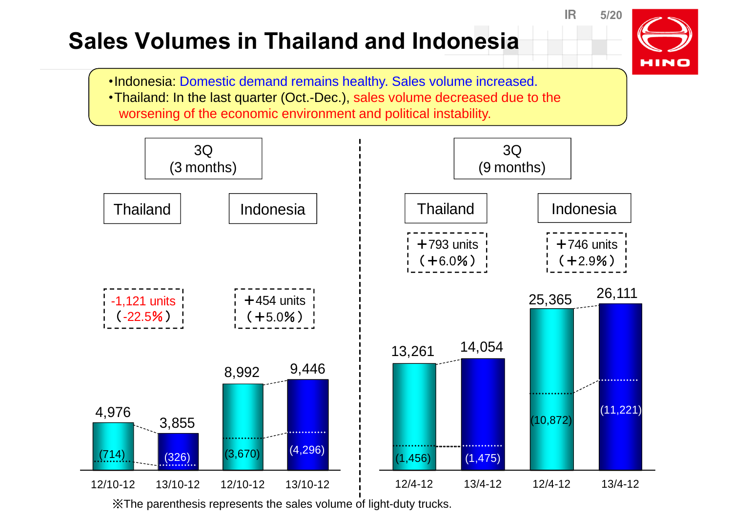# Sales Volumes in Thailand and Indonesia

- Indonesia: Domestic demand remains healthy. Sales volume increased.
- Thailand: In the last quarter (Oct.-Dec.), sales volume decreased due to the worsening of the economic environment and political instability.

**3Q (3 months)**

| | Thailand 12/10-12 | Thailand 13/10-12 | Indonesia 12/10-12 | Indonesia 13/10-12 |
|---|---|---|---|---|
| Sales volume | 4,976 | 3,855 | 8,992 | 9,446 |
| (Light-duty trucks) | (714) | (326) | (3,670) | (4,296) |
| Change | | -1,121 units (-22.5%) | | +454 units (+5.0%) |

**3Q (9 months)**

| | Thailand 12/4-12 | Thailand 13/4-12 | Indonesia 12/4-12 | Indonesia 13/4-12 |
|---|---|---|---|---|
| Sales volume | 13,261 | 14,054 | 25,365 | 26,111 |
| (Light-duty trucks) | (1,456) | (1,475) | (10,872) | (11,221) |
| Change | | +793 units (+6.0%) | | +746 units (+2.9%) |

※The parenthesis represents the sales volume of light-duty trucks.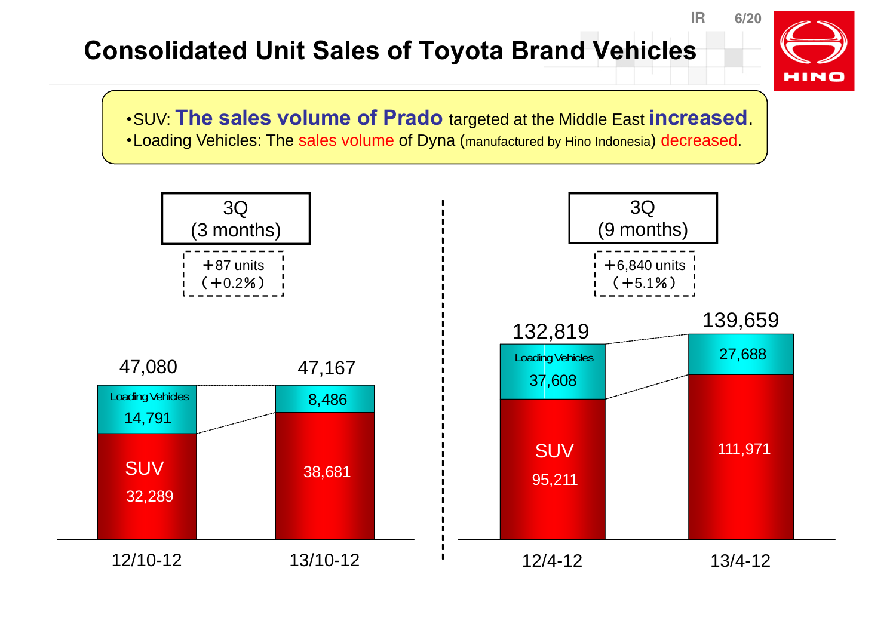# Consolidated Unit Sales of Toyota Brand Vehicles

- SUV: **The sales volume of Prado** targeted at the Middle East **increased**.
- Loading Vehicles: The sales volume of Dyna (manufactured by Hino Indonesia) decreased.

## 3Q (3 months)

+87 units (+0.2%)

| | 12/10-12 | 13/10-12 |
|---|---|---|
| Loading Vehicles | 14,791 | 8,486 |
| SUV | 32,289 | 38,681 |
| Total | 47,080 | 47,167 |

## 3Q (9 months)

+6,840 units (+5.1%)

| | 12/4-12 | 13/4-12 |
|---|---|---|
| Loading Vehicles | 37,608 | 27,688 |
| SUV | 95,211 | 111,971 |
| Total | 132,819 | 139,659 |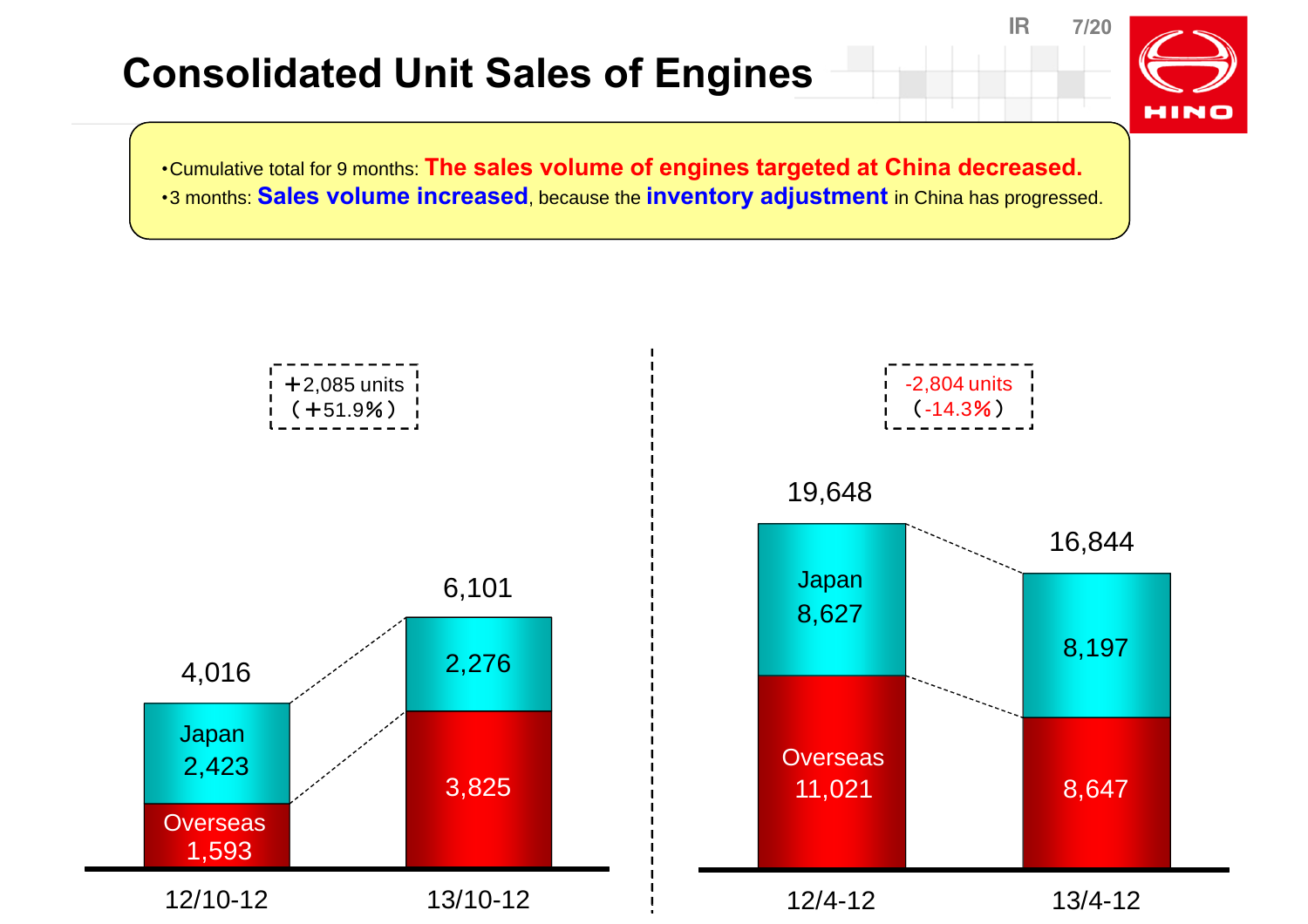# Consolidated Unit Sales of Engines

- Cumulative total for 9 months: **The sales volume of engines targeted at China decreased.**
- 3 months: **Sales volume increased**, because the **inventory adjustment** in China has progressed.

| | 12/10-12 | 13/10-12 | 12/4-12 | 13/4-12 |
|---|---|---|---|---|
| Japan | 2,423 | 2,276 | 8,627 | 8,197 |
| Overseas | 1,593 | 3,825 | 11,021 | 8,647 |
| Total | 4,016 | 6,101 | 19,648 | 16,844 |
| Change | | +2,085 units (+51.9%) | | -2,804 units (-14.3%) |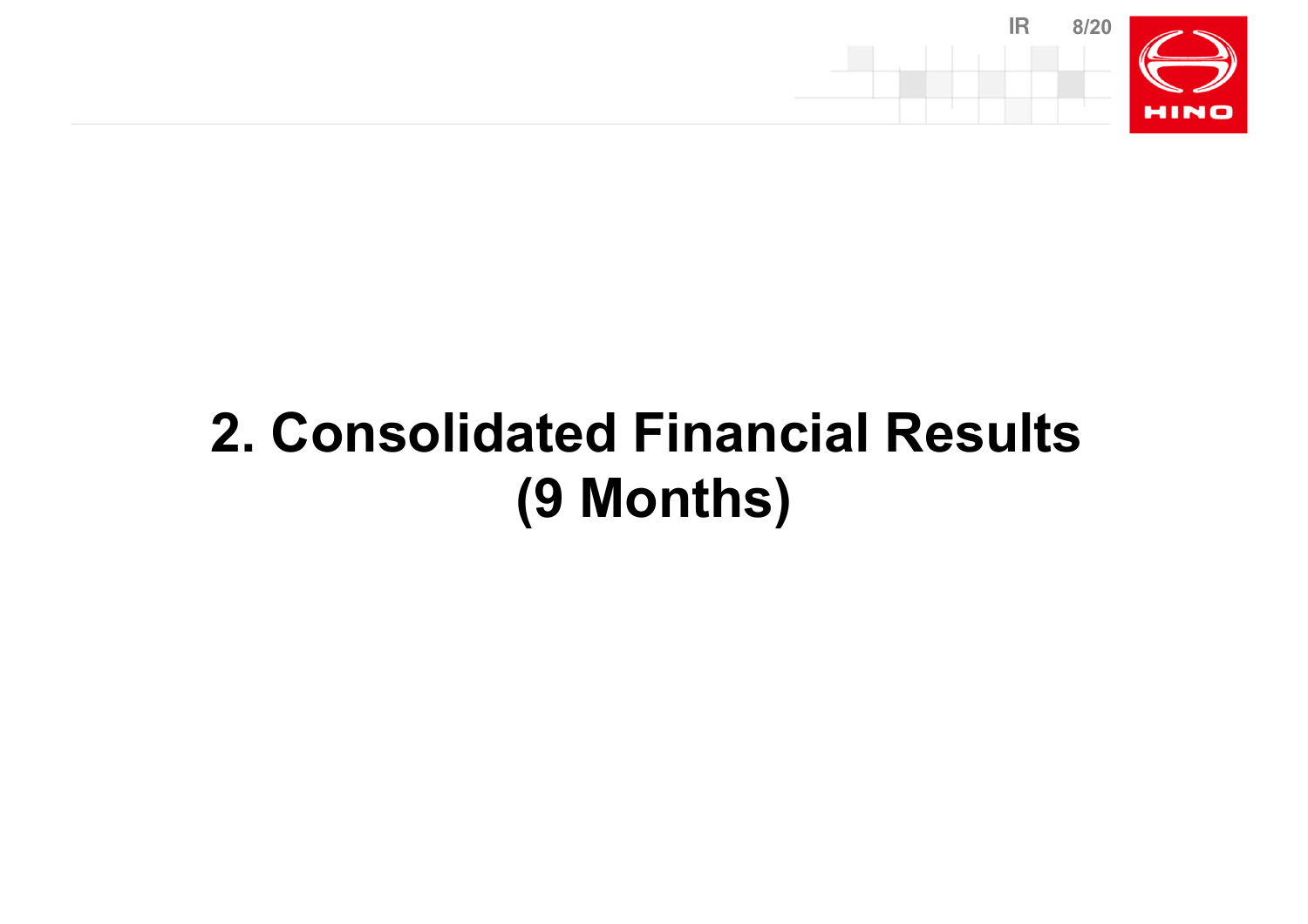# 2. Consolidated Financial Results (9 Months)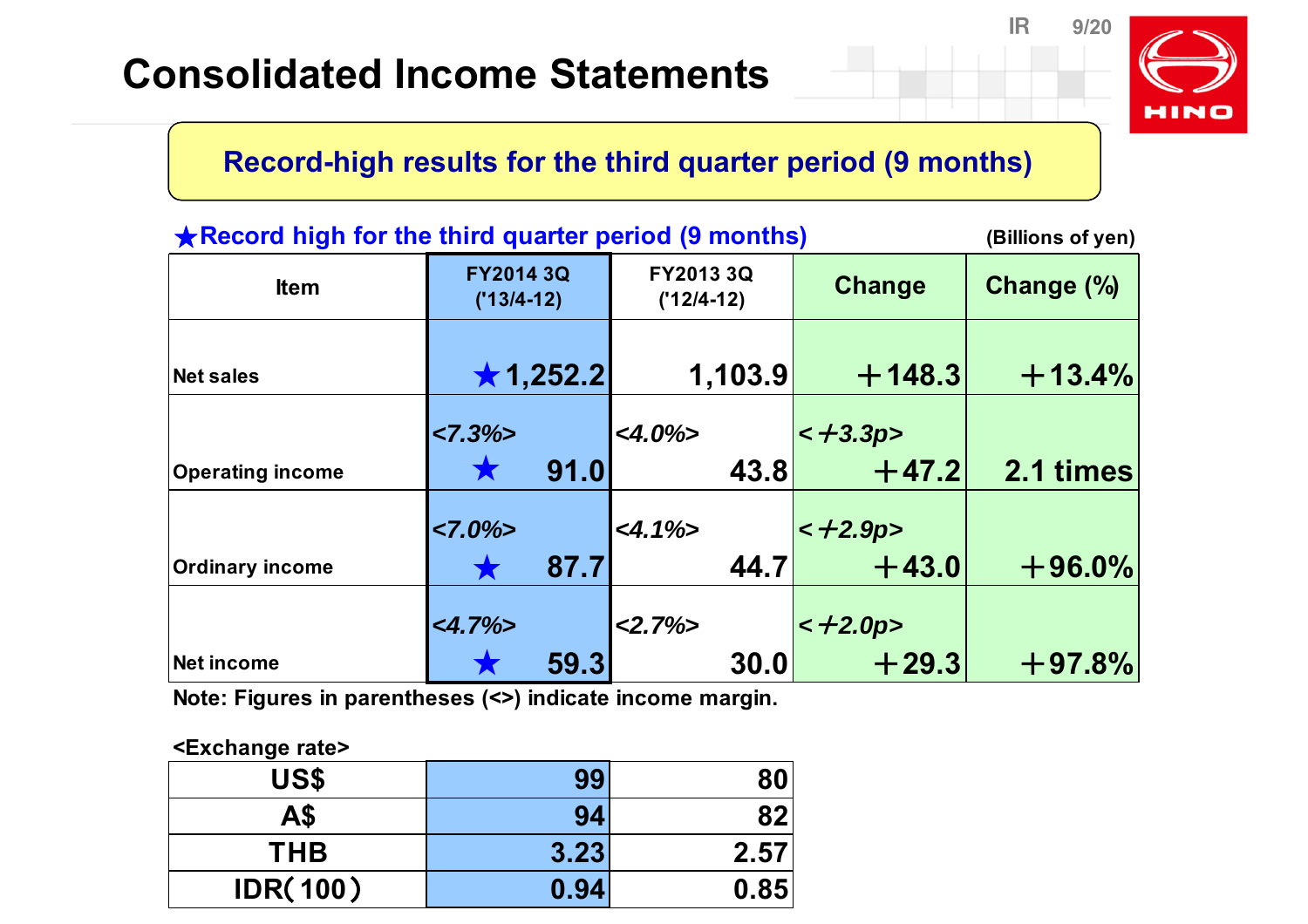# Consolidated Income Statements

**Record-high results for the third quarter period (9 months)**

★Record high for the third quarter period (9 months)

(Billions of yen)

| Item | FY2014 3Q ('13/4-12) | FY2013 3Q ('12/4-12) | Change | Change (%) |
|---|---|---|---|---|
| Net sales | ★1,252.2 | 1,103.9 | ＋148.3 | ＋13.4% |
| Operating income | <7.3%> ★ 91.0 | <4.0%> 43.8 | <＋3.3p> ＋47.2 | 2.1 times |
| Ordinary income | <7.0%> ★ 87.7 | <4.1%> 44.7 | <＋2.9p> ＋43.0 | ＋96.0% |
| Net income | <4.7%> ★ 59.3 | <2.7%> 30.0 | <＋2.0p> ＋29.3 | ＋97.8% |

Note: Figures in parentheses (<>) indicate income margin.

<Exchange rate>

| | FY2014 3Q | FY2013 3Q |
|---|---|---|
| US$ | 99 | 80 |
| A$ | 94 | 82 |
| THB | 3.23 | 2.57 |
| IDR(100) | 0.94 | 0.85 |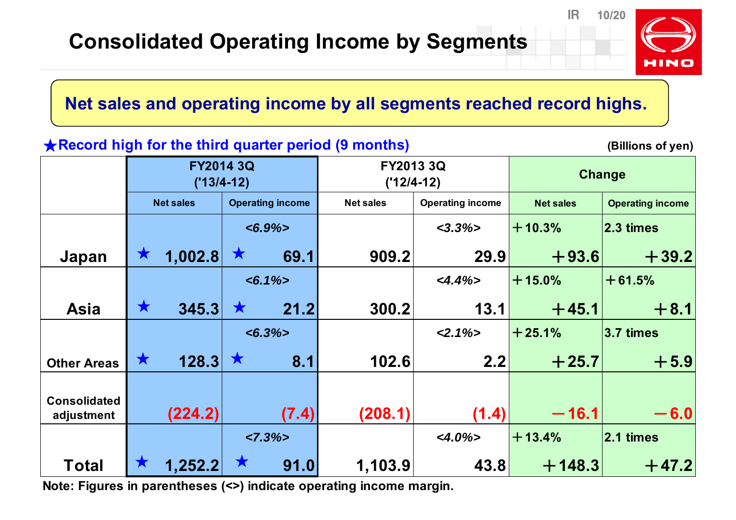# Consolidated Operating Income by Segments

**Net sales and operating income by all segments reached record highs.**

★Record high for the third quarter period (9 months)

(Billions of yen)

| | FY2014 3Q ('13/4-12) | | FY2013 3Q ('12/4-12) | | Change | |
|---|---|---|---|---|---|---|
| | Net sales | Operating income | Net sales | Operating income | Net sales | Operating income |
| Japan | ★ 1,002.8 | <6.9%> ★ 69.1 | 909.2 | <3.3%> 29.9 | +10.3% +93.6 | 2.3 times +39.2 |
| Asia | ★ 345.3 | <6.1%> ★ 21.2 | 300.2 | <4.4%> 13.1 | +15.0% +45.1 | +61.5% +8.1 |
| Other Areas | ★ 128.3 | <6.3%> ★ 8.1 | 102.6 | <2.1%> 2.2 | +25.1% +25.7 | 3.7 times +5.9 |
| Consolidated adjustment | (224.2) | (7.4) | (208.1) | (1.4) | −16.1 | −6.0 |
| Total | ★ 1,252.2 | <7.3%> ★ 91.0 | 1,103.9 | <4.0%> 43.8 | +13.4% +148.3 | 2.1 times +47.2 |

Note: Figures in parentheses (<>) indicate operating income margin.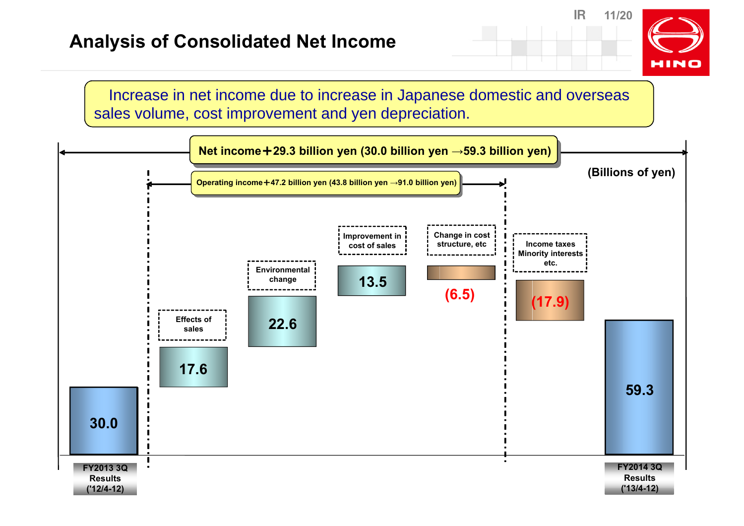# Analysis of Consolidated Net Income

Increase in net income due to increase in Japanese domestic and overseas sales volume, cost improvement and yen depreciation.

**Net income＋29.3 billion yen (30.0 billion yen →59.3 billion yen)**

**Operating income＋47.2 billion yen (43.8 billion yen →91.0 billion yen)**

(Billions of yen)

| Item | Amount |
|---|---|
| FY2013 3Q Results ('12/4-12) | 30.0 |
| Effects of sales | 17.6 |
| Environmental change | 22.6 |
| Improvement in cost of sales | 13.5 |
| Change in cost structure, etc | (6.5) |
| Income taxes Minority interests etc. | (17.9) |
| FY2014 3Q Results ('13/4-12) | 59.3 |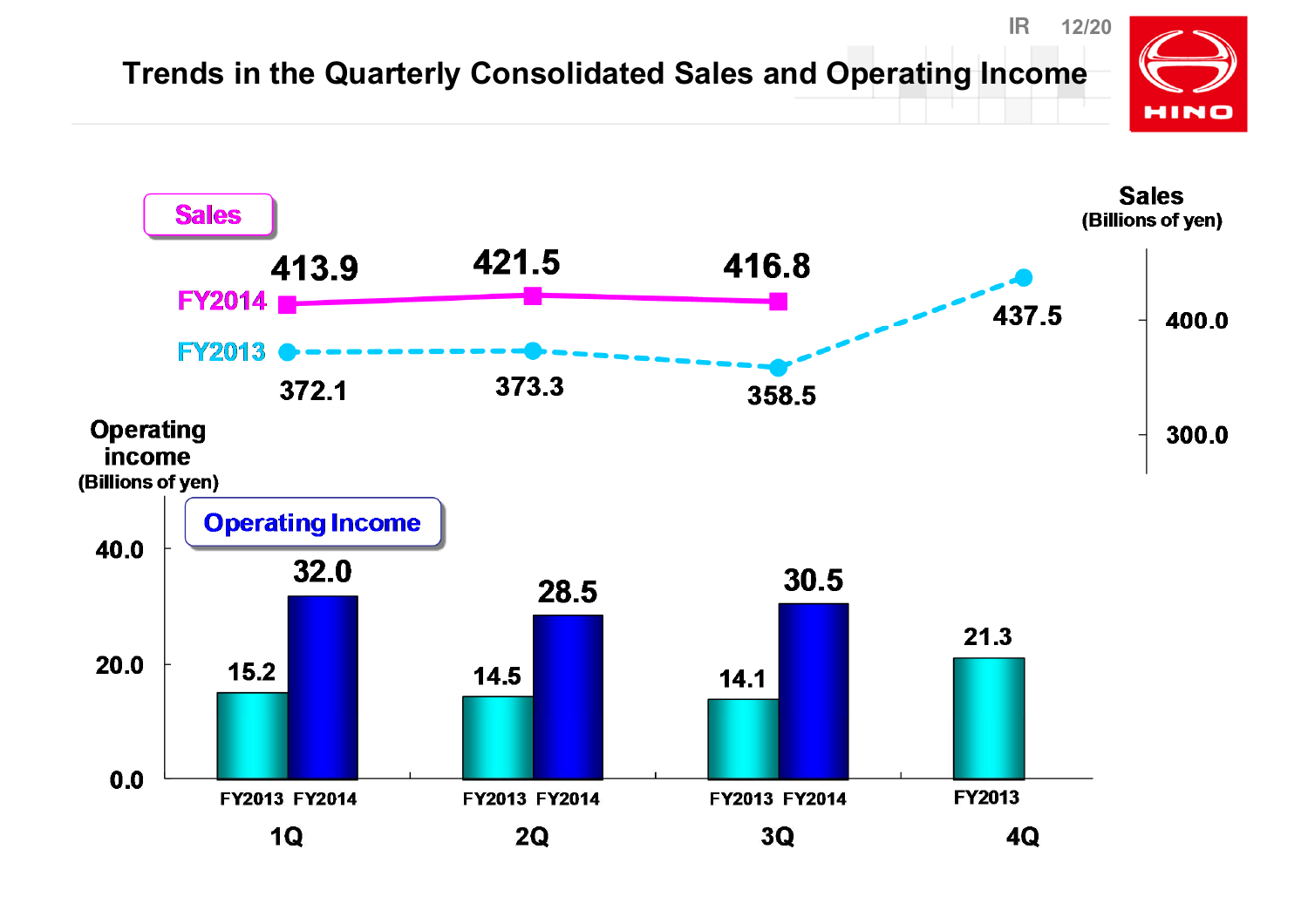# Trends in the Quarterly Consolidated Sales and Operating Income

**Sales** (Billions of yen)

| | 1Q | 2Q | 3Q | 4Q |
|---|---|---|---|---|
| FY2014 | 413.9 | 421.5 | 416.8 | |
| FY2013 | 372.1 | 373.3 | 358.5 | 437.5 |

**Operating Income** (Billions of yen)

| | 1Q | 2Q | 3Q | 4Q |
|---|---|---|---|---|
| FY2013 | 15.2 | 14.5 | 14.1 | 21.3 |
| FY2014 | 32.0 | 28.5 | 30.5 | |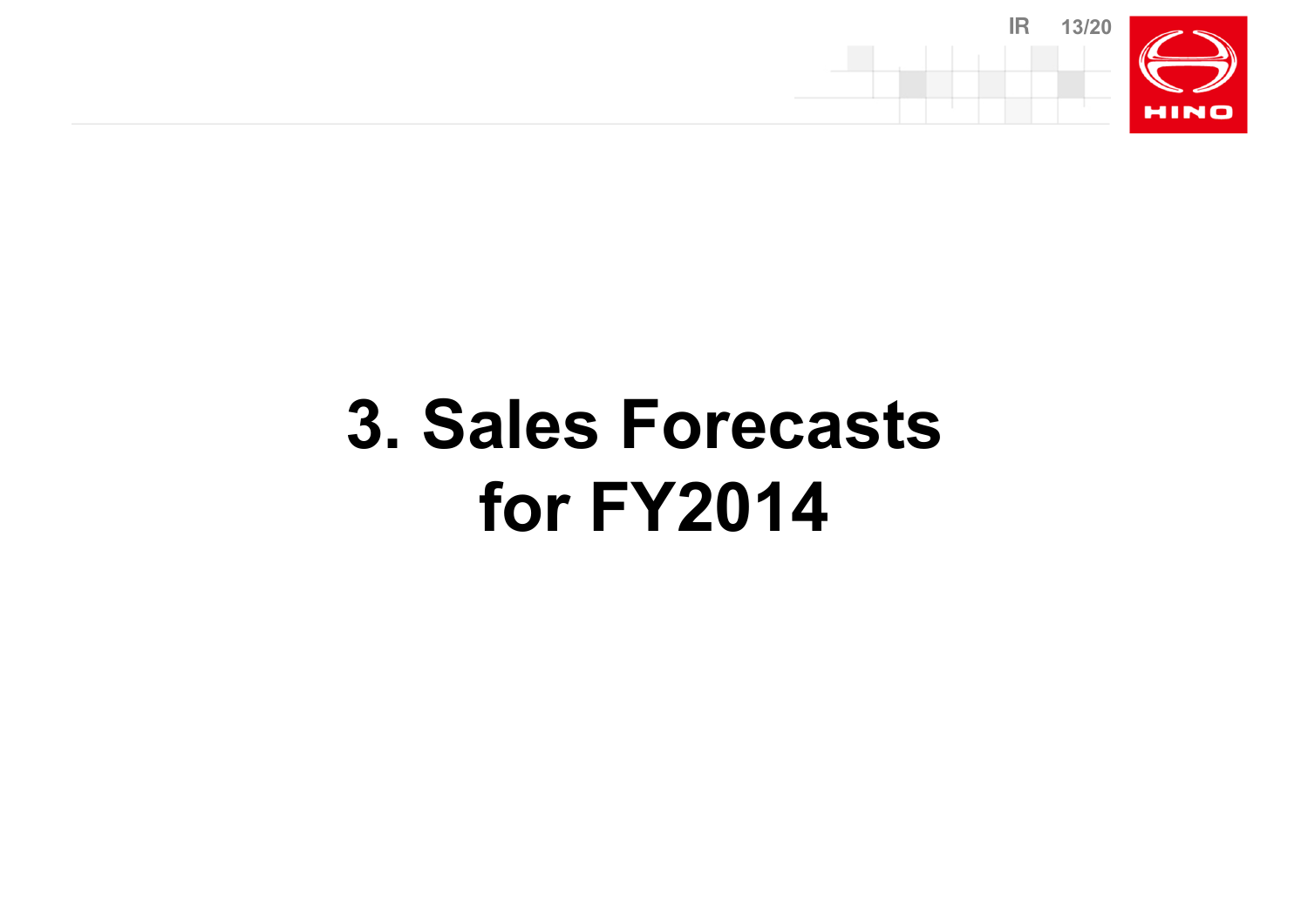# 3. Sales Forecasts for FY2014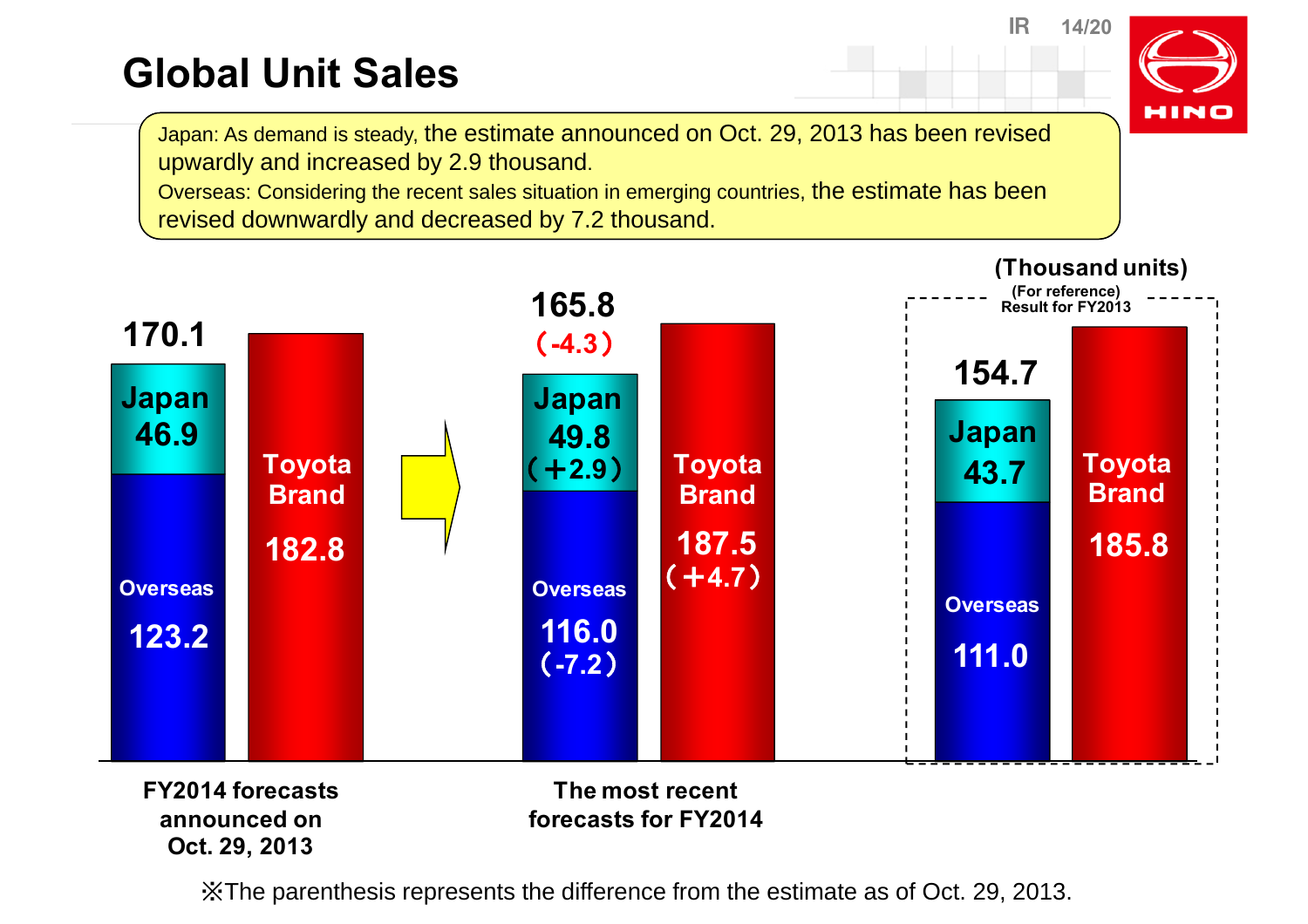# Global Unit Sales

Japan: As demand is steady, the estimate announced on Oct. 29, 2013 has been revised upwardly and increased by 2.9 thousand.
Overseas: Considering the recent sales situation in emerging countries, the estimate has been revised downwardly and decreased by 7.2 thousand.

(Thousand units)

| | FY2014 forecasts announced on Oct. 29, 2013 | The most recent forecasts for FY2014 | (For reference) Result for FY2013 |
|---|---|---|---|
| Total | 170.1 | 165.8 (-4.3) | 154.7 |
| Japan | 46.9 | 49.8 (+2.9) | 43.7 |
| Overseas | 123.2 | 116.0 (-7.2) | 111.0 |
| Toyota Brand | 182.8 | 187.5 (+4.7) | 185.8 |

※The parenthesis represents the difference from the estimate as of Oct. 29, 2013.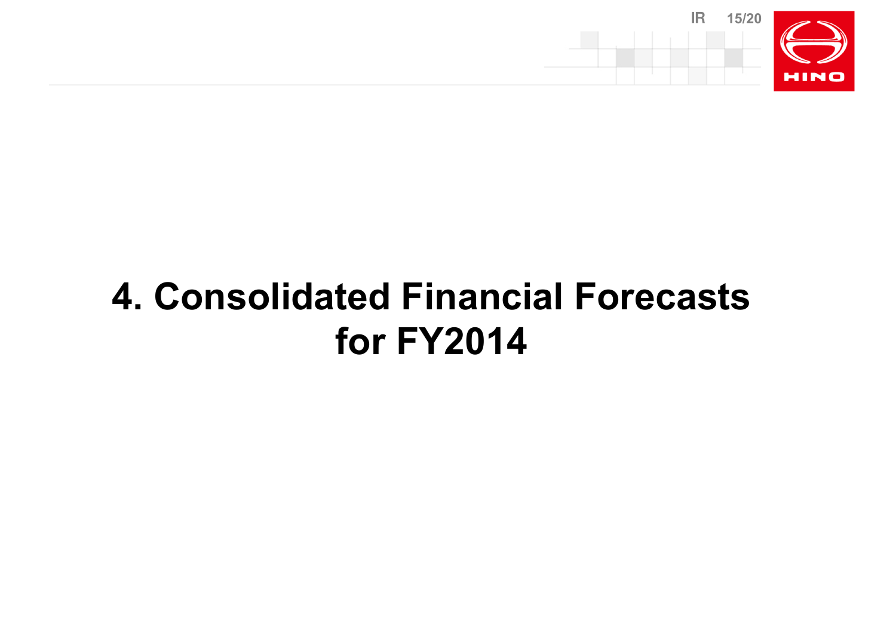# 4. Consolidated Financial Forecasts for FY2014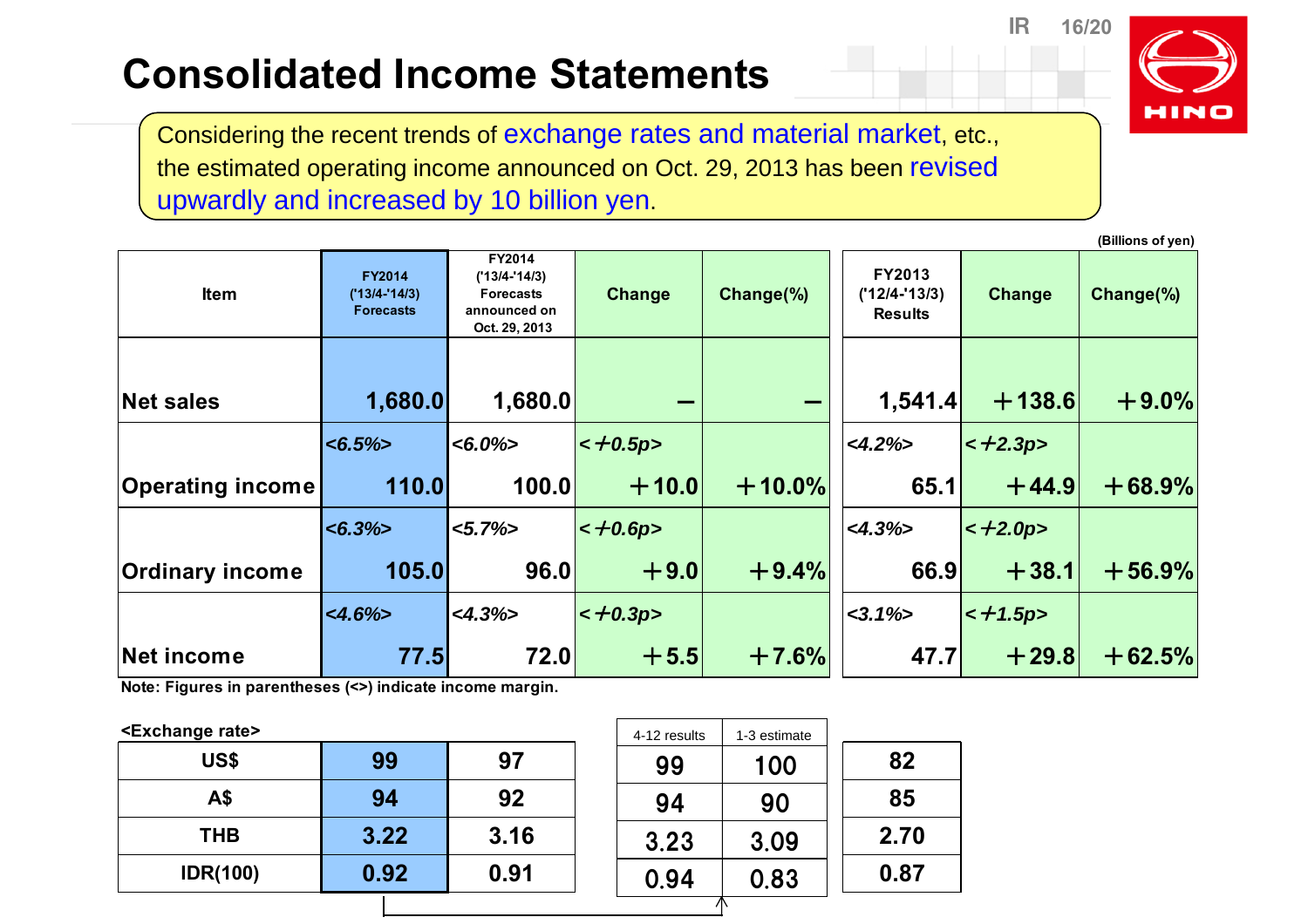# Consolidated Income Statements

Considering the recent trends of exchange rates and material market, etc., the estimated operating income announced on Oct. 29, 2013 has been revised upwardly and increased by 10 billion yen.

(Billions of yen)

| Item | FY2014 ('13/4-'14/3) Forecasts | FY2014 ('13/4-'14/3) Forecasts announced on Oct. 29, 2013 | Change | Change(%) | FY2013 ('12/4-'13/3) Results | Change | Change(%) |
|---|---|---|---|---|---|---|---|
| Net sales | 1,680.0 | 1,680.0 | – | – | 1,541.4 | +138.6 | +9.0% |
| Operating income | *<6.5%>* 110.0 | *<6.0%>* 100.0 | *<+0.5p>* +10.0 | +10.0% | *<4.2%>* 65.1 | *<+2.3p>* +44.9 | +68.9% |
| Ordinary income | *<6.3%>* 105.0 | *<5.7%>* 96.0 | *<+0.6p>* +9.0 | +9.4% | *<4.3%>* 66.9 | *<+2.0p>* +38.1 | +56.9% |
| Net income | *<4.6%>* 77.5 | *<4.3%>* 72.0 | *<+0.3p>* +5.5 | +7.6% | *<3.1%>* 47.7 | *<+1.5p>* +29.8 | +62.5% |

Note: Figures in parentheses (<>) indicate income margin.

<Exchange rate>

| | FY2014 Forecasts | FY2014 Forecasts announced on Oct. 29, 2013 | 4-12 results | 1-3 estimate | FY2013 Results |
|---|---|---|---|---|---|
| US$ | 99 | 97 | 99 | 100 | 82 |
| A$ | 94 | 92 | 94 | 90 | 85 |
| THB | 3.22 | 3.16 | 3.23 | 3.09 | 2.70 |
| IDR(100) | 0.92 | 0.91 | 0.94 | 0.83 | 0.87 |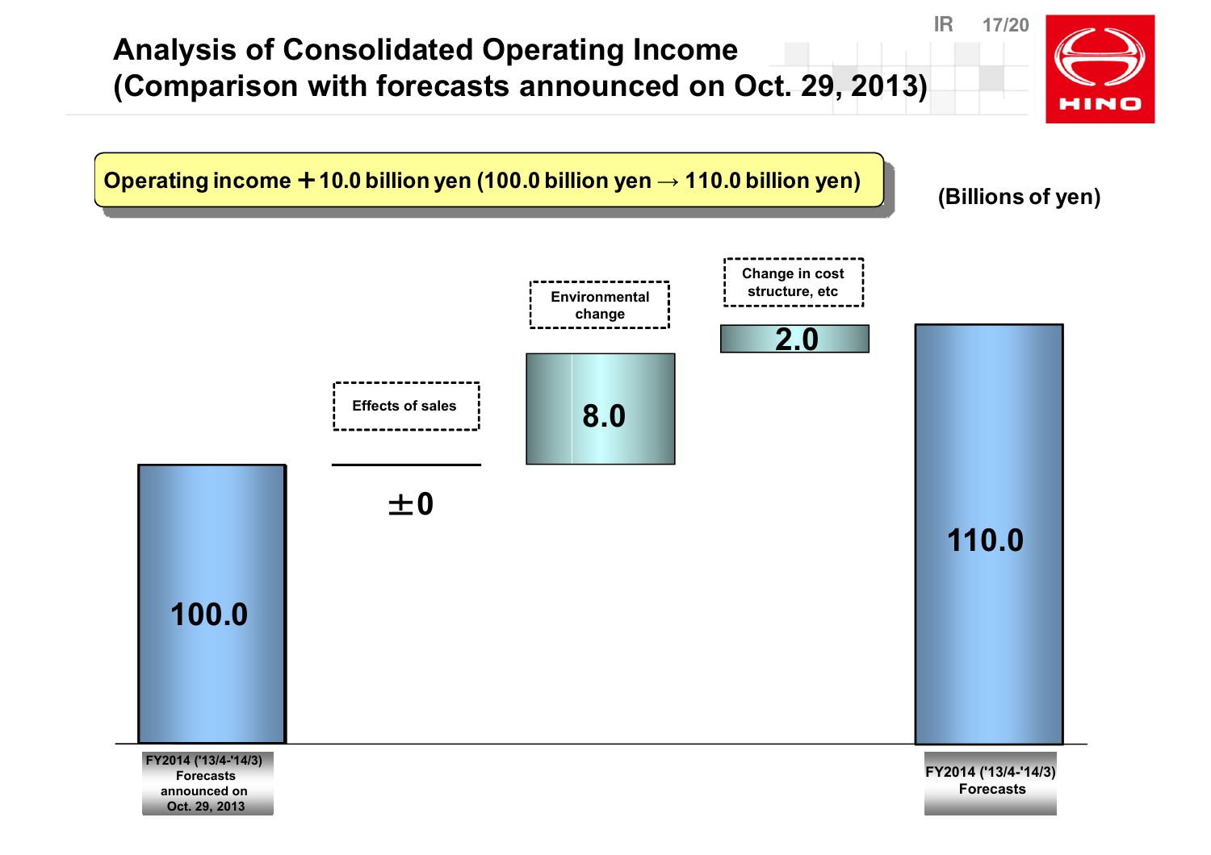# Analysis of Consolidated Operating Income
# (Comparison with forecasts announced on Oct. 29, 2013)

**Operating income ＋10.0 billion yen (100.0 billion yen → 110.0 billion yen)**

(Billions of yen)

| FY2014 ('13/4-'14/3) Forecasts announced on Oct. 29, 2013 | Effects of sales | Environmental change | Change in cost structure, etc | FY2014 ('13/4-'14/3) Forecasts |
|---|---|---|---|---|
| 100.0 | ±0 | 8.0 | 2.0 | 110.0 |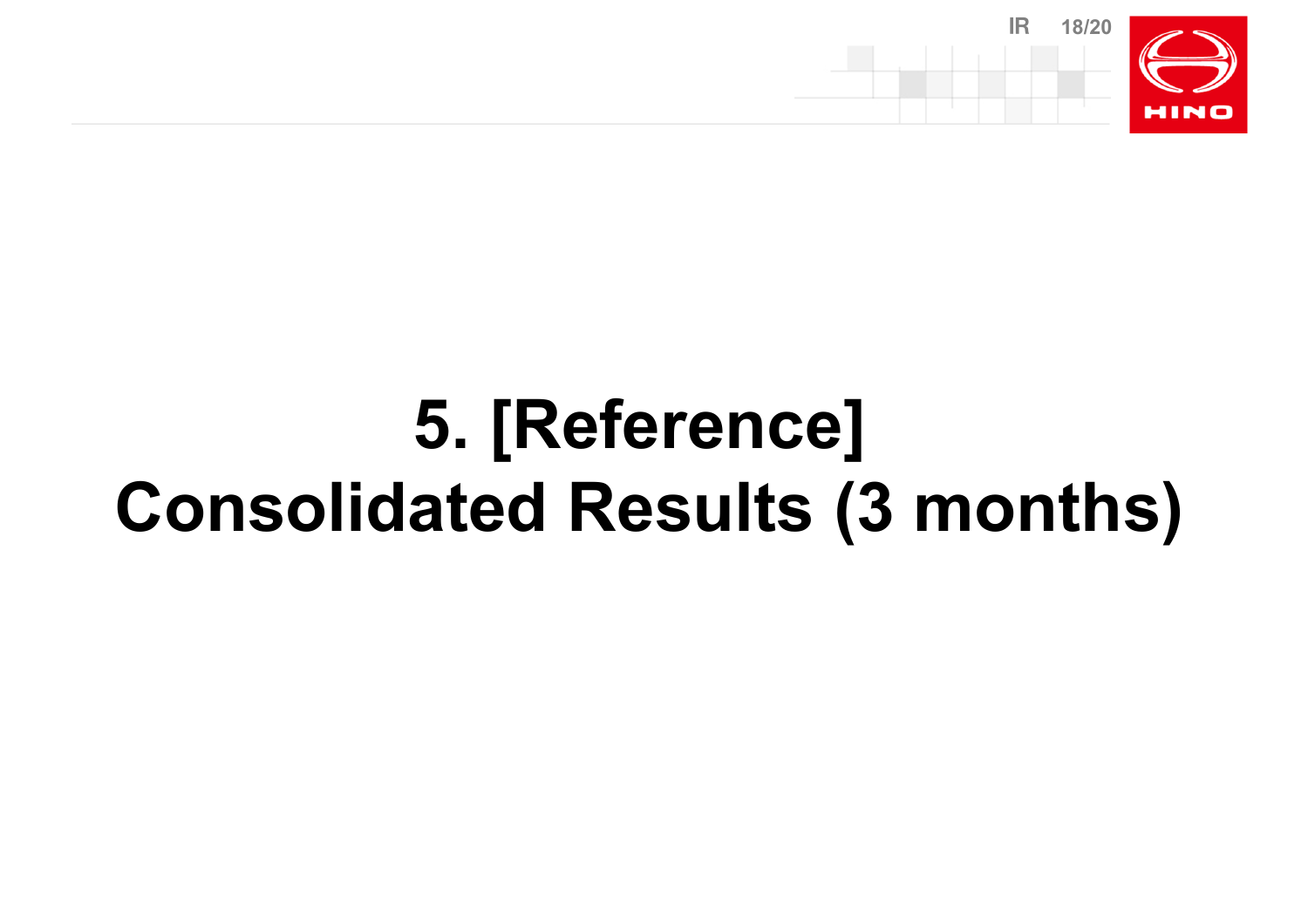# 5. [Reference] Consolidated Results (3 months)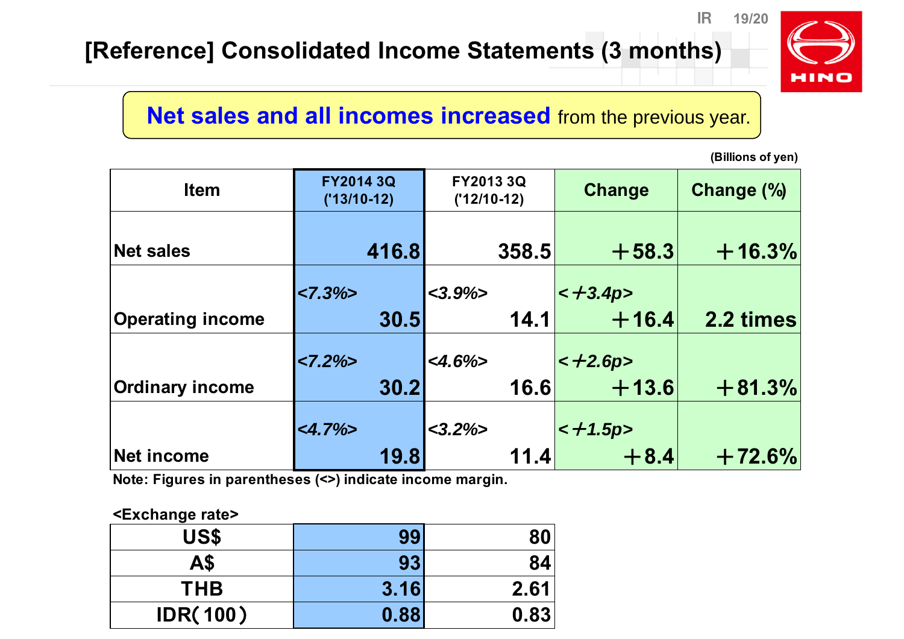# [Reference] Consolidated Income Statements (3 months)

**Net sales and all incomes increased** from the previous year.

(Billions of yen)

| Item | FY2014 3Q ('13/10-12) | FY2013 3Q ('12/10-12) | Change | Change (%) |
|---|---|---|---|---|
| Net sales | 416.8 | 358.5 | ＋58.3 | ＋16.3% |
| Operating income | *<7.3%>* 30.5 | *<3.9%>* 14.1 | *<＋3.4p>* ＋16.4 | 2.2 times |
| Ordinary income | *<7.2%>* 30.2 | *<4.6%>* 16.6 | *<＋2.6p>* ＋13.6 | ＋81.3% |
| Net income | *<4.7%>* 19.8 | *<3.2%>* 11.4 | *<＋1.5p>* ＋8.4 | ＋72.6% |

Note: Figures in parentheses (<>) indicate income margin.

<Exchange rate>

| | FY2014 3Q | FY2013 3Q |
|---|---|---|
| US$ | 99 | 80 |
| A$ | 93 | 84 |
| THB | 3.16 | 2.61 |
| IDR(100) | 0.88 | 0.83 |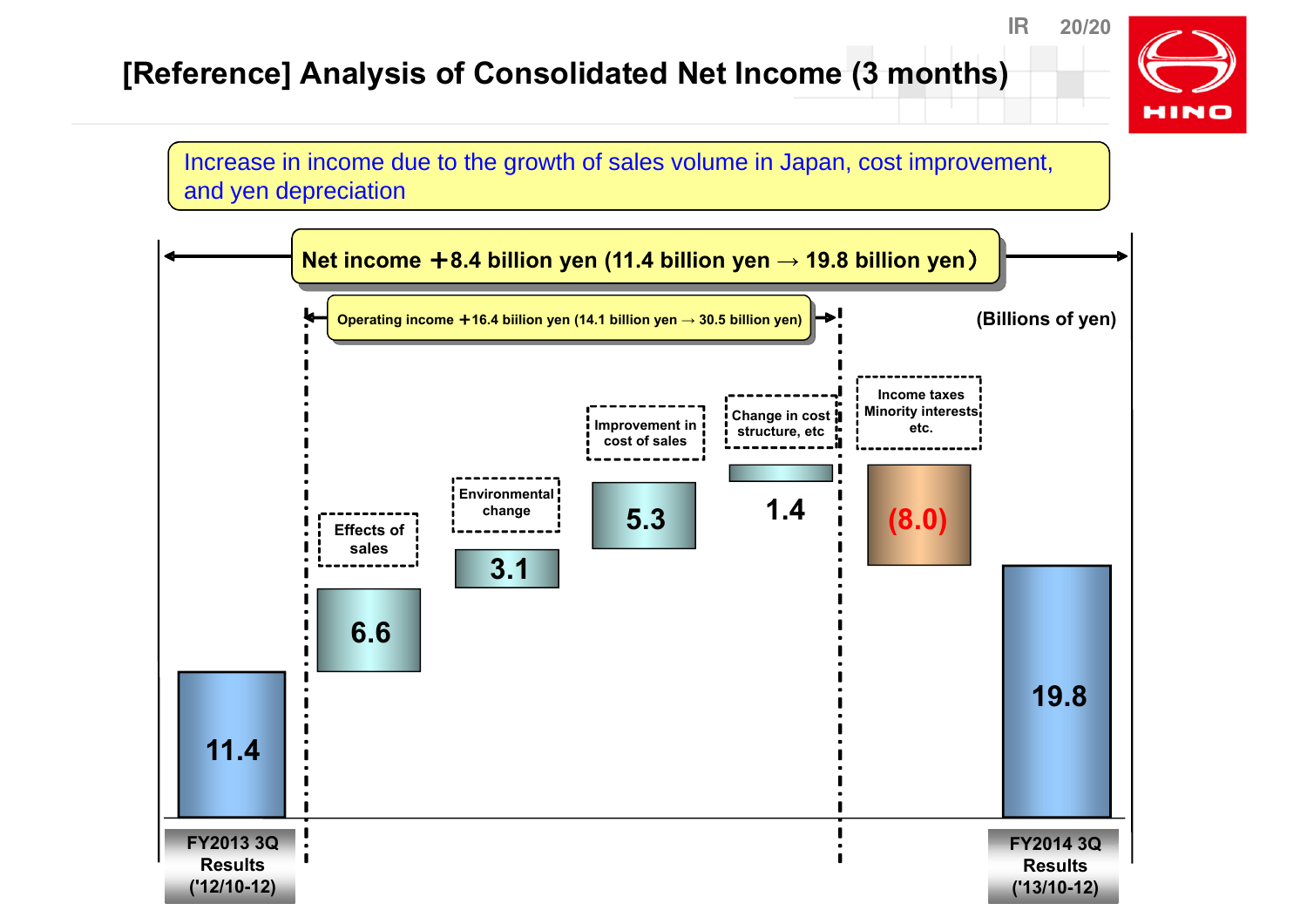# [Reference] Analysis of Consolidated Net Income (3 months)

Increase in income due to the growth of sales volume in Japan, cost improvement, and yen depreciation

**Net income ＋8.4 billion yen (11.4 billion yen → 19.8 billion yen）**

Operating income ＋16.4 biilion yen (14.1 billion yen → 30.5 billion yen)

(Billions of yen)

11.4

Effects of sales

6.6

Environmental change

3.1

Improvement in cost of sales

5.3

Change in cost structure, etc

1.4

Income taxes Minority interests etc.

(8.0)

19.8

FY2013 3Q Results ('12/10-12)

FY2014 3Q Results ('13/10-12)